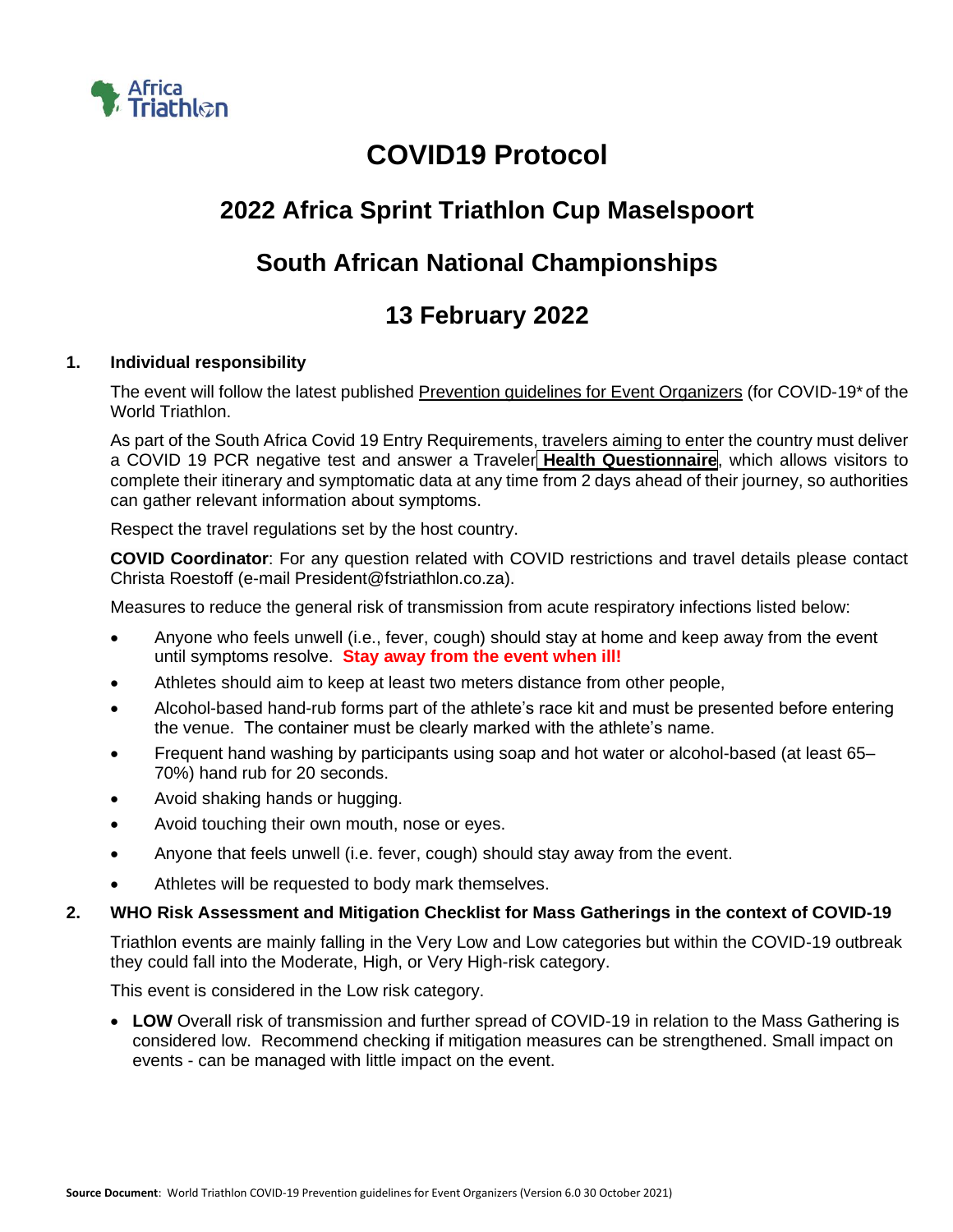Africa Triathlon

# COVID19 Protocol

## 2022 Africa Sprint Triathlon Cup Maselspoort

## South African National Championships

## 13 February 2022

### 1. Individual responsibility

The event will follow the latest published Prevention guidelines for Event Organizers (for COVID-19* of the World Triathlon.

As part of the South Africa Covid 19 Entry Requirements, travelers aiming to enter the country must deliver a COVID 19 PCR negative test and answer a Traveler **Health Questionnaire**, which allows visitors to complete their itinerary and symptomatic data at any time from 2 days ahead of their journey, so authorities can gather relevant information about symptoms.

Respect the travel regulations set by the host country.

**COVID Coordinator**: For any question related with COVID restrictions and travel details please contact Christa Roestoff (e-mail President@fstriathlon.co.za).

Measures to reduce the general risk of transmission from acute respiratory infections listed below:

- Anyone who feels unwell (i.e., fever, cough) should stay at home and keep away from the event until symptoms resolve. **Stay away from the event when ill!**
- Athletes should aim to keep at least two meters distance from other people,
- Alcohol-based hand-rub forms part of the athlete's race kit and must be presented before entering the venue. The container must be clearly marked with the athlete's name.
- Frequent hand washing by participants using soap and hot water or alcohol-based (at least 65–70%) hand rub for 20 seconds.
- Avoid shaking hands or hugging.
- Avoid touching their own mouth, nose or eyes.
- Anyone that feels unwell (i.e. fever, cough) should stay away from the event.
- Athletes will be requested to body mark themselves.

### 2. WHO Risk Assessment and Mitigation Checklist for Mass Gatherings in the context of COVID-19

Triathlon events are mainly falling in the Very Low and Low categories but within the COVID-19 outbreak they could fall into the Moderate, High, or Very High-risk category.

This event is considered in the Low risk category.

- **LOW** Overall risk of transmission and further spread of COVID-19 in relation to the Mass Gathering is considered low. Recommend checking if mitigation measures can be strengthened. Small impact on events - can be managed with little impact on the event.

**Source Document**: World Triathlon COVID-19 Prevention guidelines for Event Organizers (Version 6.0 30 October 2021)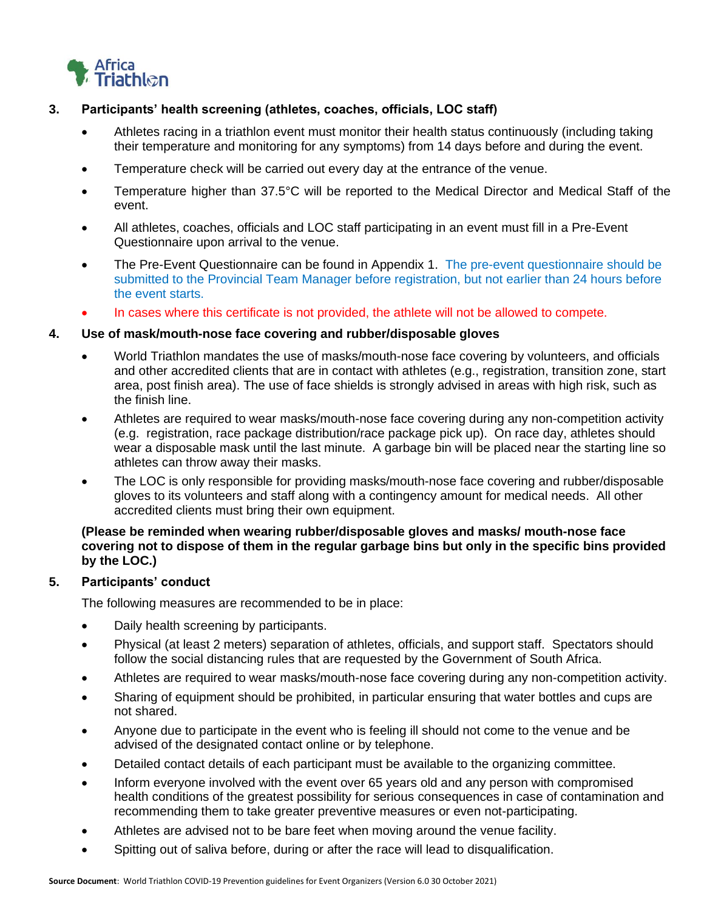### 3. Participants' health screening (athletes, coaches, officials, LOC staff)

- Athletes racing in a triathlon event must monitor their health status continuously (including taking their temperature and monitoring for any symptoms) from 14 days before and during the event.
- Temperature check will be carried out every day at the entrance of the venue.
- Temperature higher than 37.5°C will be reported to the Medical Director and Medical Staff of the event.
- All athletes, coaches, officials and LOC staff participating in an event must fill in a Pre-Event Questionnaire upon arrival to the venue.
- The Pre-Event Questionnaire can be found in Appendix 1. The pre-event questionnaire should be submitted to the Provincial Team Manager before registration, but not earlier than 24 hours before the event starts.
- In cases where this certificate is not provided, the athlete will not be allowed to compete.

### 4. Use of mask/mouth-nose face covering and rubber/disposable gloves

- World Triathlon mandates the use of masks/mouth-nose face covering by volunteers, and officials and other accredited clients that are in contact with athletes (e.g., registration, transition zone, start area, post finish area). The use of face shields is strongly advised in areas with high risk, such as the finish line.
- Athletes are required to wear masks/mouth-nose face covering during any non-competition activity (e.g. registration, race package distribution/race package pick up). On race day, athletes should wear a disposable mask until the last minute. A garbage bin will be placed near the starting line so athletes can throw away their masks.
- The LOC is only responsible for providing masks/mouth-nose face covering and rubber/disposable gloves to its volunteers and staff along with a contingency amount for medical needs. All other accredited clients must bring their own equipment.

**(Please be reminded when wearing rubber/disposable gloves and masks/ mouth-nose face covering not to dispose of them in the regular garbage bins but only in the specific bins provided by the LOC.)**

### 5. Participants' conduct

The following measures are recommended to be in place:

- Daily health screening by participants.
- Physical (at least 2 meters) separation of athletes, officials, and support staff. Spectators should follow the social distancing rules that are requested by the Government of South Africa.
- Athletes are required to wear masks/mouth-nose face covering during any non-competition activity.
- Sharing of equipment should be prohibited, in particular ensuring that water bottles and cups are not shared.
- Anyone due to participate in the event who is feeling ill should not come to the venue and be advised of the designated contact online or by telephone.
- Detailed contact details of each participant must be available to the organizing committee.
- Inform everyone involved with the event over 65 years old and any person with compromised health conditions of the greatest possibility for serious consequences in case of contamination and recommending them to take greater preventive measures or even not-participating.
- Athletes are advised not to be bare feet when moving around the venue facility.
- Spitting out of saliva before, during or after the race will lead to disqualification.

**Source Document**: World Triathlon COVID-19 Prevention guidelines for Event Organizers (Version 6.0 30 October 2021)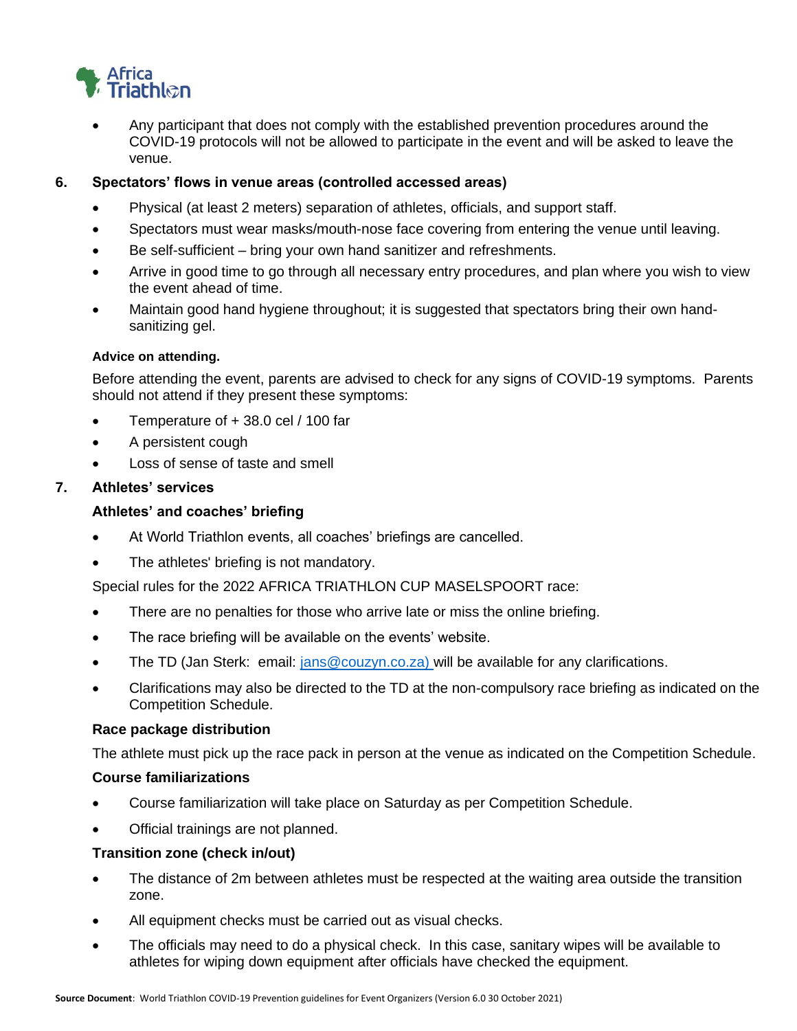- Any participant that does not comply with the established prevention procedures around the COVID-19 protocols will not be allowed to participate in the event and will be asked to leave the venue.

## 6. Spectators' flows in venue areas (controlled accessed areas)

- Physical (at least 2 meters) separation of athletes, officials, and support staff.
- Spectators must wear masks/mouth-nose face covering from entering the venue until leaving.
- Be self-sufficient – bring your own hand sanitizer and refreshments.
- Arrive in good time to go through all necessary entry procedures, and plan where you wish to view the event ahead of time.
- Maintain good hand hygiene throughout; it is suggested that spectators bring their own hand-sanitizing gel.

**Advice on attending.**

Before attending the event, parents are advised to check for any signs of COVID-19 symptoms. Parents should not attend if they present these symptoms:

- Temperature of + 38.0 cel / 100 far
- A persistent cough
- Loss of sense of taste and smell

## 7. Athletes' services

### Athletes' and coaches' briefing

- At World Triathlon events, all coaches' briefings are cancelled.
- The athletes' briefing is not mandatory.

Special rules for the 2022 AFRICA TRIATHLON CUP MASELSPOORT race:

- There are no penalties for those who arrive late or miss the online briefing.
- The race briefing will be available on the events' website.
- The TD (Jan Sterk: email: jans@couzyn.co.za) will be available for any clarifications.
- Clarifications may also be directed to the TD at the non-compulsory race briefing as indicated on the Competition Schedule.

### Race package distribution

The athlete must pick up the race pack in person at the venue as indicated on the Competition Schedule.

### Course familiarizations

- Course familiarization will take place on Saturday as per Competition Schedule.
- Official trainings are not planned.

### Transition zone (check in/out)

- The distance of 2m between athletes must be respected at the waiting area outside the transition zone.
- All equipment checks must be carried out as visual checks.
- The officials may need to do a physical check. In this case, sanitary wipes will be available to athletes for wiping down equipment after officials have checked the equipment.

**Source Document**: World Triathlon COVID-19 Prevention guidelines for Event Organizers (Version 6.0 30 October 2021)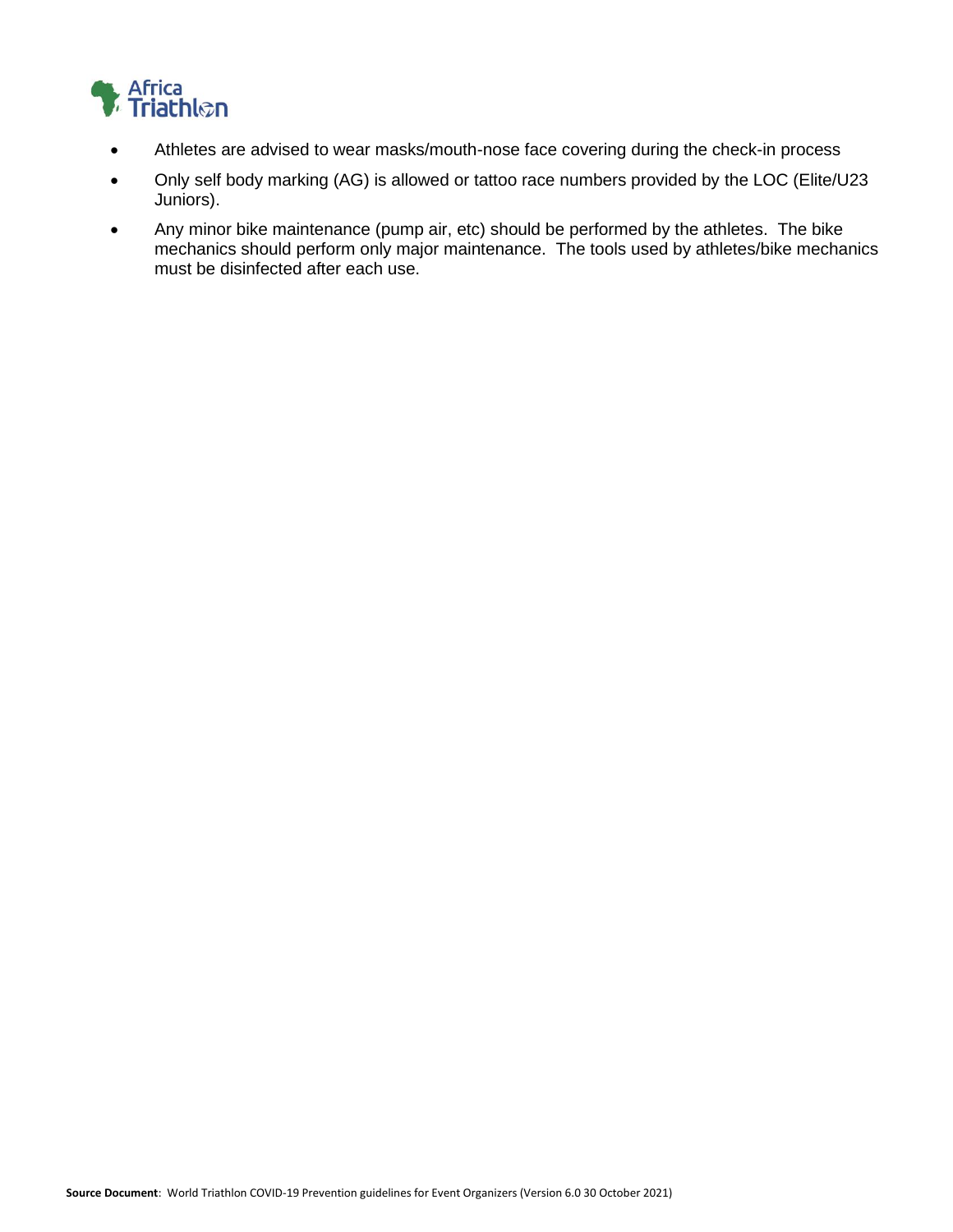- Athletes are advised to wear masks/mouth-nose face covering during the check-in process
- Only self body marking (AG) is allowed or tattoo race numbers provided by the LOC (Elite/U23 Juniors).
- Any minor bike maintenance (pump air, etc) should be performed by the athletes. The bike mechanics should perform only major maintenance. The tools used by athletes/bike mechanics must be disinfected after each use.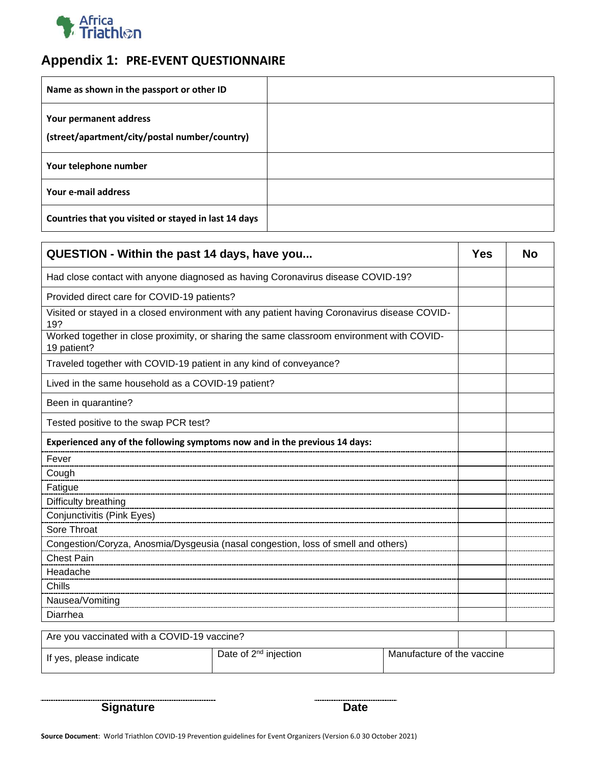Africa Triathlon

## Appendix 1: PRE-EVENT QUESTIONNAIRE

| | |
|---|---|
| **Name as shown in the passport or other ID** | |
| **Your permanent address**<br>**(street/apartment/city/postal number/country)** | |
| **Your telephone number** | |
| **Your e-mail address** | |
| **Countries that you visited or stayed in last 14 days** | |

| **QUESTION - Within the past 14 days, have you...** | **Yes** | **No** |
|---|---|---|
| Had close contact with anyone diagnosed as having Coronavirus disease COVID-19? | | |
| Provided direct care for COVID-19 patients? | | |
| Visited or stayed in a closed environment with any patient having Coronavirus disease COVID-19? | | |
| Worked together in close proximity, or sharing the same classroom environment with COVID-19 patient? | | |
| Traveled together with COVID-19 patient in any kind of conveyance? | | |
| Lived in the same household as a COVID-19 patient? | | |
| Been in quarantine? | | |
| Tested positive to the swap PCR test? | | |
| **Experienced any of the following symptoms now and in the previous 14 days:** | | |
| Fever | | |
| Cough | | |
| Fatigue | | |
| Difficulty breathing | | |
| Conjunctivitis (Pink Eyes) | | |
| Sore Throat | | |
| Congestion/Coryza, Anosmia/Dysgeusia (nasal congestion, loss of smell and others) | | |
| Chest Pain | | |
| Headache | | |
| Chills | | |
| Nausea/Vomiting | | |
| Diarrhea | | |

| | | | |
|---|---|---|---|
| Are you vaccinated with a COVID-19 vaccine? | | | |
| If yes, please indicate | Date of 2nd injection | Manufacture of the vaccine | |

**Signature** **Date**

**Source Document**: World Triathlon COVID-19 Prevention guidelines for Event Organizers (Version 6.0 30 October 2021)